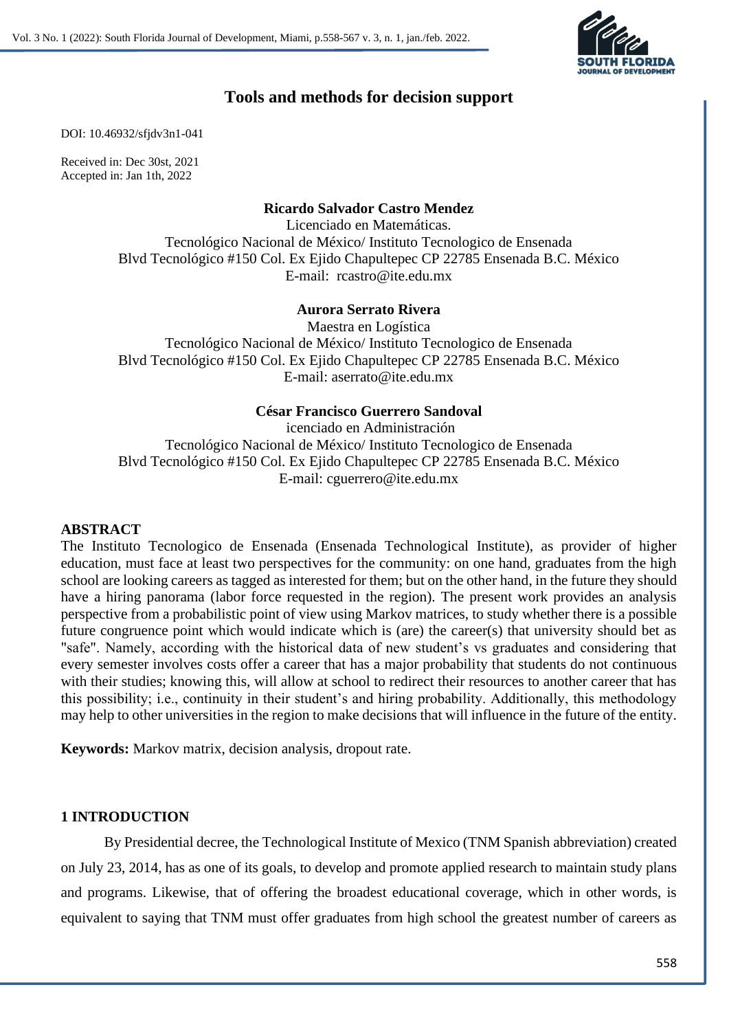# Tools and methods for decision support

DOI: 10.46932/sfjdv3n1-041

Received in: Dec 30st, 2021
Accepted in: Jan 1th, 2022

**Ricardo Salvador Castro Mendez**
Licenciado en Matemáticas.
Tecnológico Nacional de México/ Instituto Tecnologico de Ensenada
Blvd Tecnológico #150 Col. Ex Ejido Chapultepec CP 22785 Ensenada B.C. México
E-mail: rcastro@ite.edu.mx

**Aurora Serrato Rivera**
Maestra en Logística
Tecnológico Nacional de México/ Instituto Tecnologico de Ensenada
Blvd Tecnológico #150 Col. Ex Ejido Chapultepec CP 22785 Ensenada B.C. México
E-mail: aserrato@ite.edu.mx

**César Francisco Guerrero Sandoval**
icenciado en Administración
Tecnológico Nacional de México/ Instituto Tecnologico de Ensenada
Blvd Tecnológico #150 Col. Ex Ejido Chapultepec CP 22785 Ensenada B.C. México
E-mail: cguerrero@ite.edu.mx

## ABSTRACT

The Instituto Tecnologico de Ensenada (Ensenada Technological Institute), as provider of higher education, must face at least two perspectives for the community: on one hand, graduates from the high school are looking careers as tagged as interested for them; but on the other hand, in the future they should have a hiring panorama (labor force requested in the region). The present work provides an analysis perspective from a probabilistic point of view using Markov matrices, to study whether there is a possible future congruence point which would indicate which is (are) the career(s) that university should bet as "safe". Namely, according with the historical data of new student's vs graduates and considering that every semester involves costs offer a career that has a major probability that students do not continuous with their studies; knowing this, will allow at school to redirect their resources to another career that has this possibility; i.e., continuity in their student's and hiring probability. Additionally, this methodology may help to other universities in the region to make decisions that will influence in the future of the entity.

**Keywords:** Markov matrix, decision analysis, dropout rate.

## 1 INTRODUCTION

By Presidential decree, the Technological Institute of Mexico (TNM Spanish abbreviation) created on July 23, 2014, has as one of its goals, to develop and promote applied research to maintain study plans and programs. Likewise, that of offering the broadest educational coverage, which in other words, is equivalent to saying that TNM must offer graduates from high school the greatest number of careers as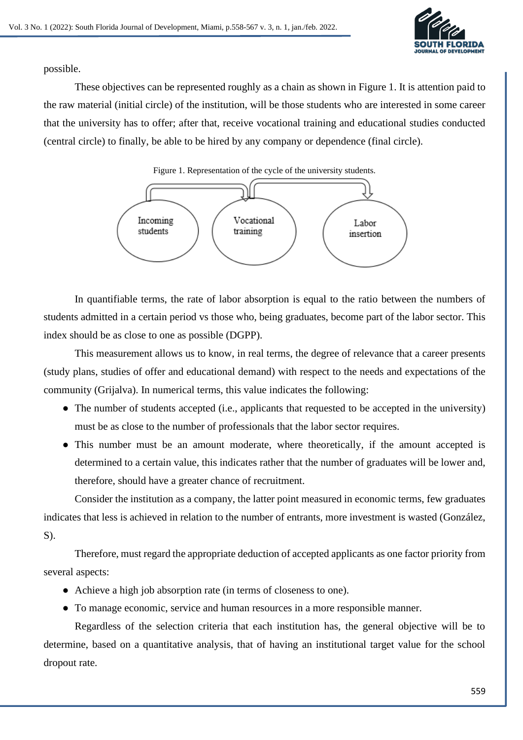possible.

These objectives can be represented roughly as a chain as shown in Figure 1. It is attention paid to the raw material (initial circle) of the institution, will be those students who are interested in some career that the university has to offer; after that, receive vocational training and educational studies conducted (central circle) to finally, be able to be hired by any company or dependence (final circle).

Figure 1. Representation of the cycle of the university students.

Incoming students → Vocational training → Labor insertion

In quantifiable terms, the rate of labor absorption is equal to the ratio between the numbers of students admitted in a certain period vs those who, being graduates, become part of the labor sector. This index should be as close to one as possible (DGPP).

This measurement allows us to know, in real terms, the degree of relevance that a career presents (study plans, studies of offer and educational demand) with respect to the needs and expectations of the community (Grijalva). In numerical terms, this value indicates the following:

- The number of students accepted (i.e., applicants that requested to be accepted in the university) must be as close to the number of professionals that the labor sector requires.
- This number must be an amount moderate, where theoretically, if the amount accepted is determined to a certain value, this indicates rather that the number of graduates will be lower and, therefore, should have a greater chance of recruitment.

Consider the institution as a company, the latter point measured in economic terms, few graduates indicates that less is achieved in relation to the number of entrants, more investment is wasted (González, S).

Therefore, must regard the appropriate deduction of accepted applicants as one factor priority from several aspects:

- Achieve a high job absorption rate (in terms of closeness to one).
- To manage economic, service and human resources in a more responsible manner.

Regardless of the selection criteria that each institution has, the general objective will be to determine, based on a quantitative analysis, that of having an institutional target value for the school dropout rate.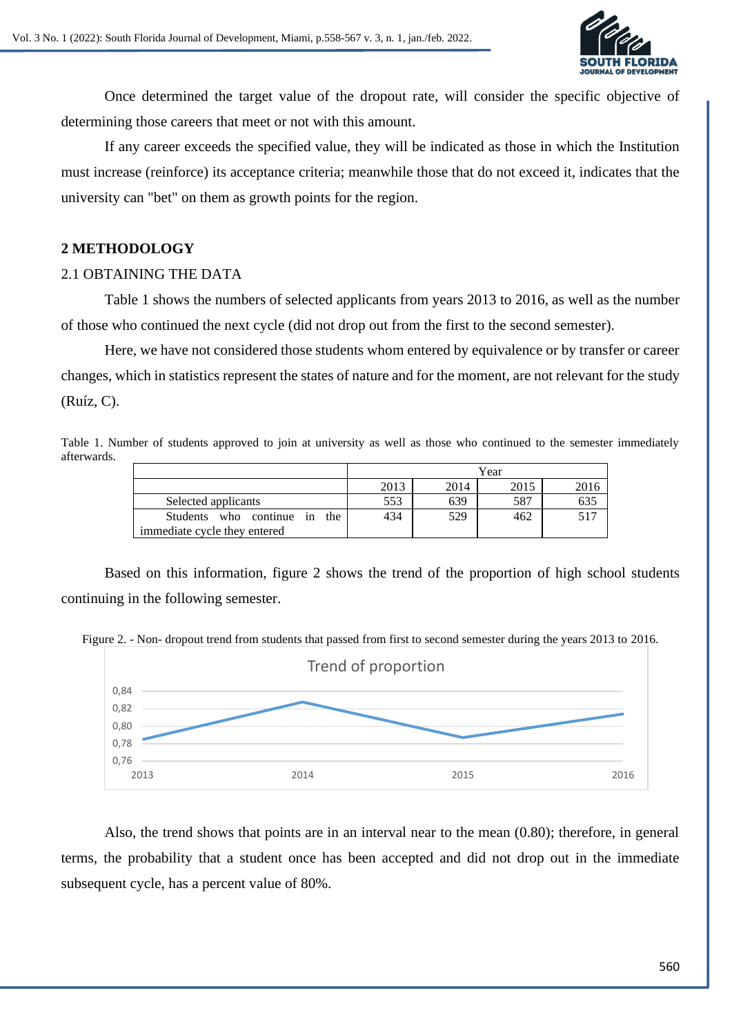Once determined the target value of the dropout rate, will consider the specific objective of determining those careers that meet or not with this amount.

If any career exceeds the specified value, they will be indicated as those in which the Institution must increase (reinforce) its acceptance criteria; meanwhile those that do not exceed it, indicates that the university can "bet" on them as growth points for the region.

## 2 METHODOLOGY

### 2.1 OBTAINING THE DATA

Table 1 shows the numbers of selected applicants from years 2013 to 2016, as well as the number of those who continued the next cycle (did not drop out from the first to the second semester).

Here, we have not considered those students whom entered by equivalence or by transfer or career changes, which in statistics represent the states of nature and for the moment, are not relevant for the study (Ruíz, C).

Table 1. Number of students approved to join at university as well as those who continued to the semester immediately afterwards.

| | Year | | | |
|---|---|---|---|---|
| | 2013 | 2014 | 2015 | 2016 |
| Selected applicants | 553 | 639 | 587 | 635 |
| Students who continue in the immediate cycle they entered | 434 | 529 | 462 | 517 |

Based on this information, figure 2 shows the trend of the proportion of high school students continuing in the following semester.

Figure 2. - Non- dropout trend from students that passed from first to second semester during the years 2013 to 2016.

Also, the trend shows that points are in an interval near to the mean (0.80); therefore, in general terms, the probability that a student once has been accepted and did not drop out in the immediate subsequent cycle, has a percent value of 80%.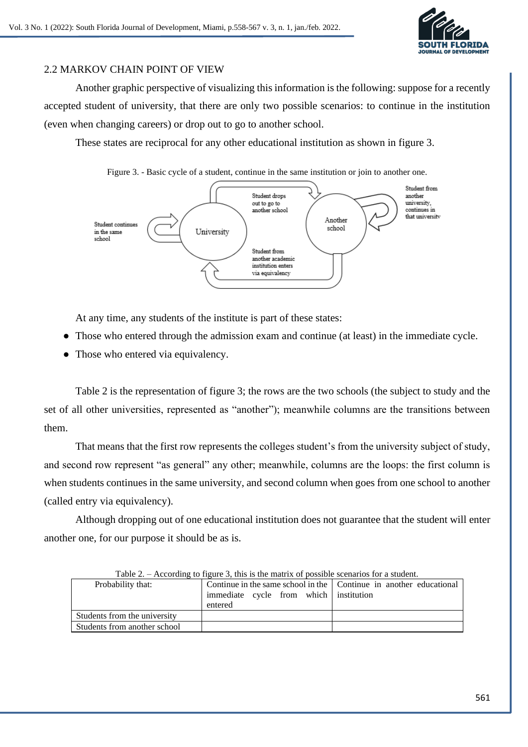## 2.2 MARKOV CHAIN POINT OF VIEW

Another graphic perspective of visualizing this information is the following: suppose for a recently accepted student of university, that there are only two possible scenarios: to continue in the institution (even when changing careers) or drop out to go to another school.

These states are reciprocal for any other educational institution as shown in figure 3.

Figure 3. - Basic cycle of a student, continue in the same institution or join to another one.

At any time, any students of the institute is part of these states:

- Those who entered through the admission exam and continue (at least) in the immediate cycle.
- Those who entered via equivalency.

Table 2 is the representation of figure 3; the rows are the two schools (the subject to study and the set of all other universities, represented as "another"); meanwhile columns are the transitions between them.

That means that the first row represents the colleges student's from the university subject of study, and second row represent "as general" any other; meanwhile, columns are the loops: the first column is when students continues in the same university, and second column when goes from one school to another (called entry via equivalency).

Although dropping out of one educational institution does not guarantee that the student will enter another one, for our purpose it should be as is.

Table 2. – According to figure 3, this is the matrix of possible scenarios for a student.

| Probability that: | Continue in the same school in the immediate cycle from which entered | Continue in another educational institution |
|---|---|---|
| Students from the university | | |
| Students from another school | | |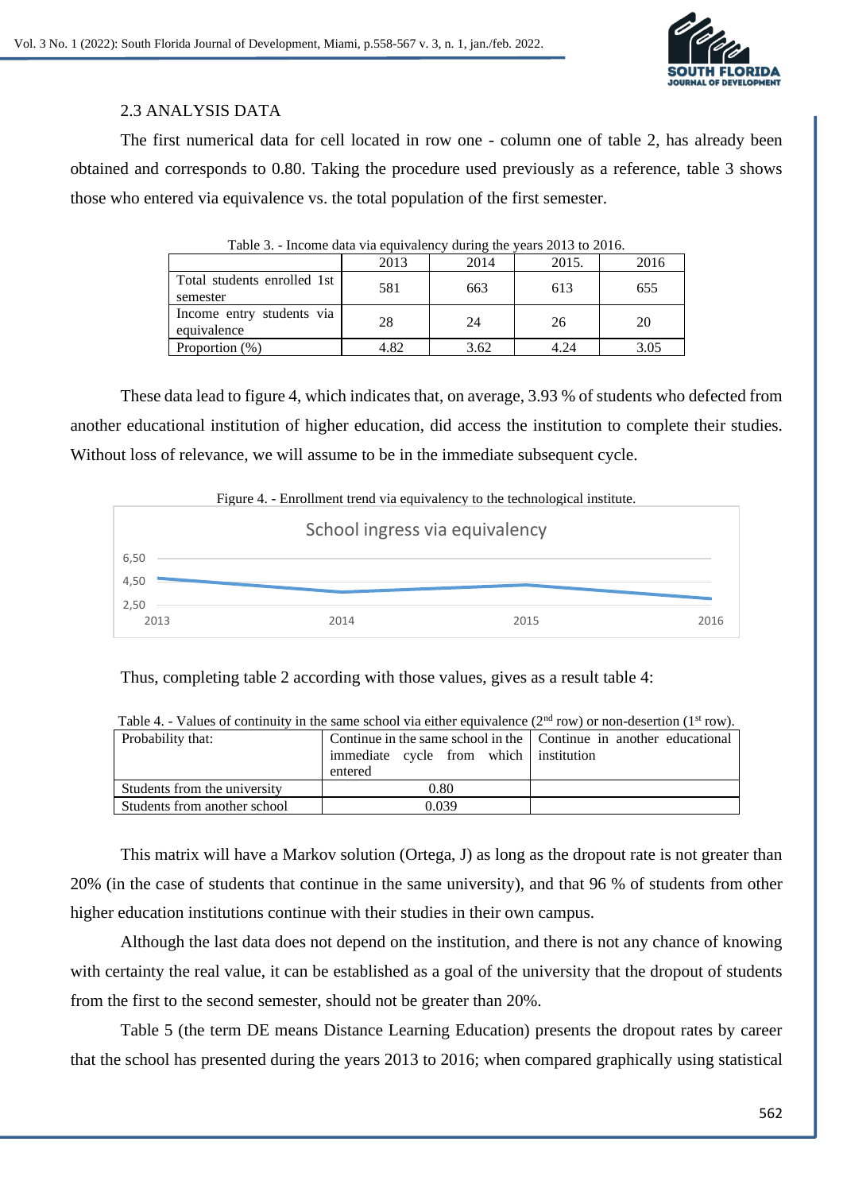## 2.3 ANALYSIS DATA

The first numerical data for cell located in row one - column one of table 2, has already been obtained and corresponds to 0.80. Taking the procedure used previously as a reference, table 3 shows those who entered via equivalence vs. the total population of the first semester.

Table 3. - Income data via equivalency during the years 2013 to 2016.

| | 2013 | 2014 | 2015. | 2016 |
|---|---|---|---|---|
| Total students enrolled 1st semester | 581 | 663 | 613 | 655 |
| Income entry students via equivalence | 28 | 24 | 26 | 20 |
| Proportion (%) | 4.82 | 3.62 | 4.24 | 3.05 |

These data lead to figure 4, which indicates that, on average, 3.93 % of students who defected from another educational institution of higher education, did access the institution to complete their studies. Without loss of relevance, we will assume to be in the immediate subsequent cycle.

Figure 4. - Enrollment trend via equivalency to the technological institute.

Thus, completing table 2 according with those values, gives as a result table 4:

Table 4. - Values of continuity in the same school via either equivalence (2nd row) or non-desertion (1st row).

| Probability that: | Continue in the same school in the immediate cycle from which entered | Continue in another educational institution |
|---|---|---|
| Students from the university | 0.80 | |
| Students from another school | 0.039 | |

This matrix will have a Markov solution (Ortega, J) as long as the dropout rate is not greater than 20% (in the case of students that continue in the same university), and that 96 % of students from other higher education institutions continue with their studies in their own campus.

Although the last data does not depend on the institution, and there is not any chance of knowing with certainty the real value, it can be established as a goal of the university that the dropout of students from the first to the second semester, should not be greater than 20%.

Table 5 (the term DE means Distance Learning Education) presents the dropout rates by career that the school has presented during the years 2013 to 2016; when compared graphically using statistical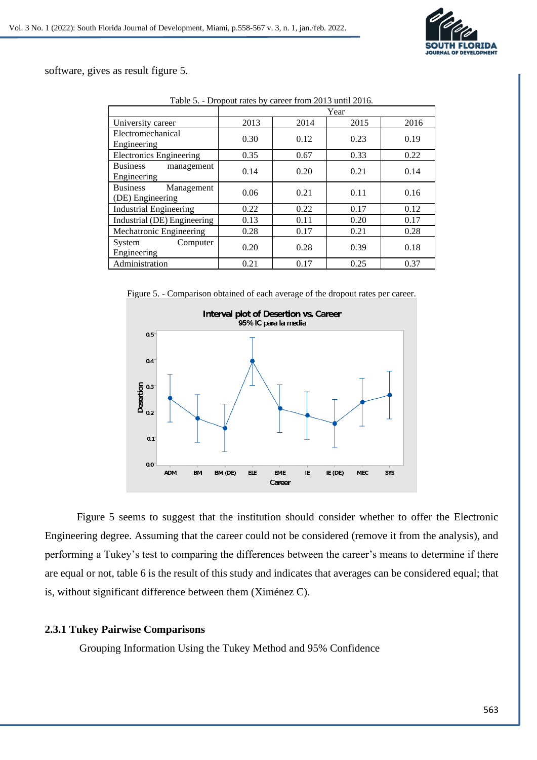software, gives as result figure 5.

Table 5. - Dropout rates by career from 2013 until 2016.

| | Year | | | |
|---|---|---|---|---|
| University career | 2013 | 2014 | 2015 | 2016 |
| Electromechanical Engineering | 0.30 | 0.12 | 0.23 | 0.19 |
| Electronics Engineering | 0.35 | 0.67 | 0.33 | 0.22 |
| Business management Engineering | 0.14 | 0.20 | 0.21 | 0.14 |
| Business Management (DE) Engineering | 0.06 | 0.21 | 0.11 | 0.16 |
| Industrial Engineering | 0.22 | 0.22 | 0.17 | 0.12 |
| Industrial (DE) Engineering | 0.13 | 0.11 | 0.20 | 0.17 |
| Mechatronic Engineering | 0.28 | 0.17 | 0.21 | 0.28 |
| System Computer Engineering | 0.20 | 0.28 | 0.39 | 0.18 |
| Administration | 0.21 | 0.17 | 0.25 | 0.37 |

Figure 5. - Comparison obtained of each average of the dropout rates per career.

Figure 5 seems to suggest that the institution should consider whether to offer the Electronic Engineering degree. Assuming that the career could not be considered (remove it from the analysis), and performing a Tukey's test to comparing the differences between the career's means to determine if there are equal or not, table 6 is the result of this study and indicates that averages can be considered equal; that is, without significant difference between them (Ximénez C).

### 2.3.1 Tukey Pairwise Comparisons

Grouping Information Using the Tukey Method and 95% Confidence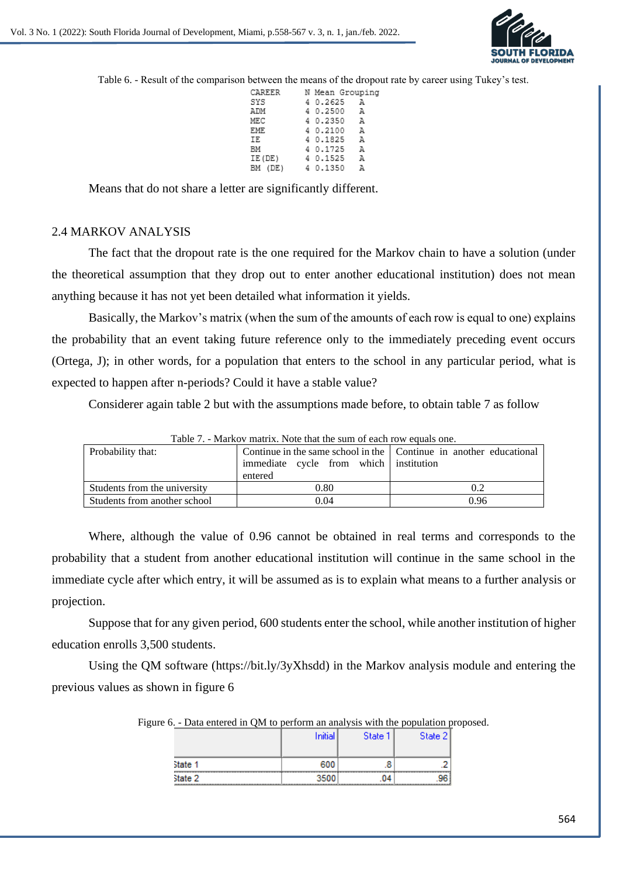Table 6. - Result of the comparison between the means of the dropout rate by career using Tukey's test.

| CAREER | N | Mean | Grouping |
|---|---|---|---|
| SYS | 4 | 0.2625 | A |
| ADM | 4 | 0.2500 | A |
| MEC | 4 | 0.2350 | A |
| EME | 4 | 0.2100 | A |
| IE | 4 | 0.1825 | A |
| BM | 4 | 0.1725 | A |
| IE(DE) | 4 | 0.1525 | A |
| BM (DE) | 4 | 0.1350 | A |

Means that do not share a letter are significantly different.

## 2.4 MARKOV ANALYSIS

The fact that the dropout rate is the one required for the Markov chain to have a solution (under the theoretical assumption that they drop out to enter another educational institution) does not mean anything because it has not yet been detailed what information it yields.

Basically, the Markov's matrix (when the sum of the amounts of each row is equal to one) explains the probability that an event taking future reference only to the immediately preceding event occurs (Ortega, J); in other words, for a population that enters to the school in any particular period, what is expected to happen after n-periods? Could it have a stable value?

Considerer again table 2 but with the assumptions made before, to obtain table 7 as follow

Table 7. - Markov matrix. Note that the sum of each row equals one.

| Probability that: | Continue in the same school in the immediate cycle from which entered | Continue in another educational institution |
|---|---|---|
| Students from the university | 0.80 | 0.2 |
| Students from another school | 0.04 | 0.96 |

Where, although the value of 0.96 cannot be obtained in real terms and corresponds to the probability that a student from another educational institution will continue in the same school in the immediate cycle after which entry, it will be assumed as is to explain what means to a further analysis or projection.

Suppose that for any given period, 600 students enter the school, while another institution of higher education enrolls 3,500 students.

Using the QM software (https://bit.ly/3yXhsdd) in the Markov analysis module and entering the previous values as shown in figure 6

Figure 6. - Data entered in QM to perform an analysis with the population proposed.

| | Initial | State 1 | State 2 |
|---|---|---|---|
| State 1 | 600 | .8 | .2 |
| State 2 | 3500 | .04 | .96 |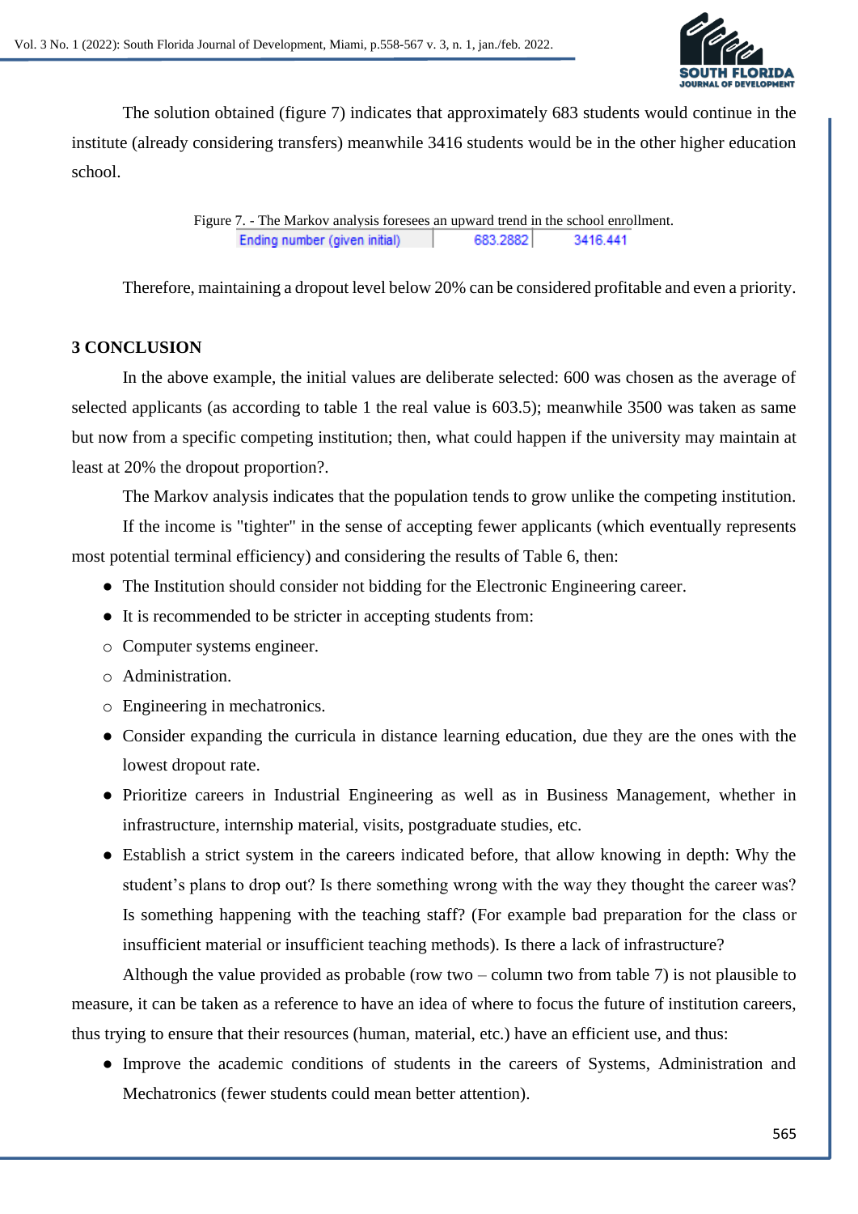The solution obtained (figure 7) indicates that approximately 683 students would continue in the institute (already considering transfers) meanwhile 3416 students would be in the other higher education school.

Figure 7. - The Markov analysis foresees an upward trend in the school enrollment.

| Ending number (given initial) | 683.2882 | 3416.441 |
|---|---|---|

Therefore, maintaining a dropout level below 20% can be considered profitable and even a priority.

## 3 CONCLUSION

In the above example, the initial values are deliberate selected: 600 was chosen as the average of selected applicants (as according to table 1 the real value is 603.5); meanwhile 3500 was taken as same but now from a specific competing institution; then, what could happen if the university may maintain at least at 20% the dropout proportion?.

The Markov analysis indicates that the population tends to grow unlike the competing institution.

If the income is "tighter" in the sense of accepting fewer applicants (which eventually represents most potential terminal efficiency) and considering the results of Table 6, then:

- The Institution should consider not bidding for the Electronic Engineering career.
- It is recommended to be stricter in accepting students from:
  - Computer systems engineer.
  - Administration.
  - Engineering in mechatronics.
- Consider expanding the curricula in distance learning education, due they are the ones with the lowest dropout rate.
- Prioritize careers in Industrial Engineering as well as in Business Management, whether in infrastructure, internship material, visits, postgraduate studies, etc.
- Establish a strict system in the careers indicated before, that allow knowing in depth: Why the student's plans to drop out? Is there something wrong with the way they thought the career was? Is something happening with the teaching staff? (For example bad preparation for the class or insufficient material or insufficient teaching methods). Is there a lack of infrastructure?

Although the value provided as probable (row two – column two from table 7) is not plausible to measure, it can be taken as a reference to have an idea of where to focus the future of institution careers, thus trying to ensure that their resources (human, material, etc.) have an efficient use, and thus:

- Improve the academic conditions of students in the careers of Systems, Administration and Mechatronics (fewer students could mean better attention).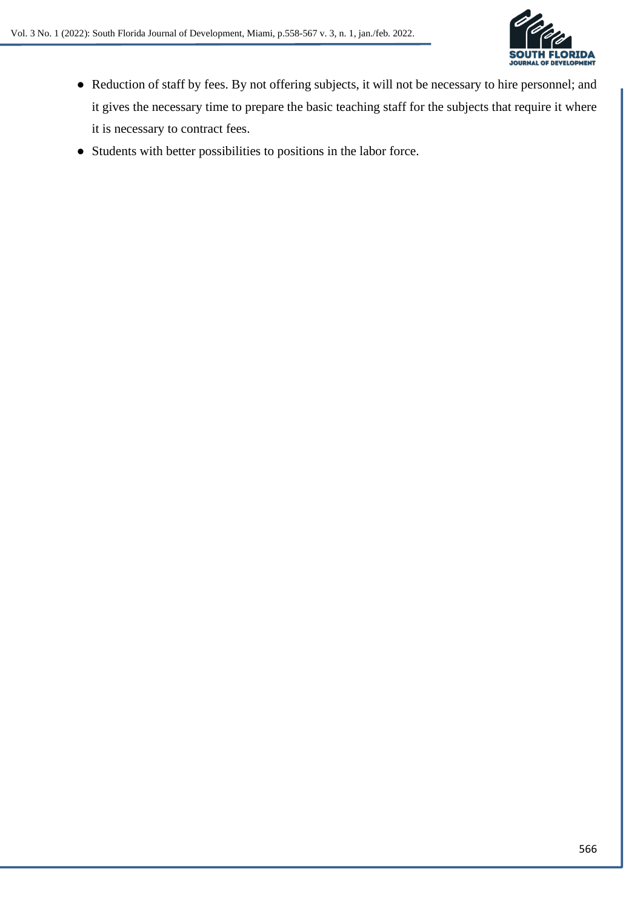- Reduction of staff by fees. By not offering subjects, it will not be necessary to hire personnel; and it gives the necessary time to prepare the basic teaching staff for the subjects that require it where it is necessary to contract fees.
- Students with better possibilities to positions in the labor force.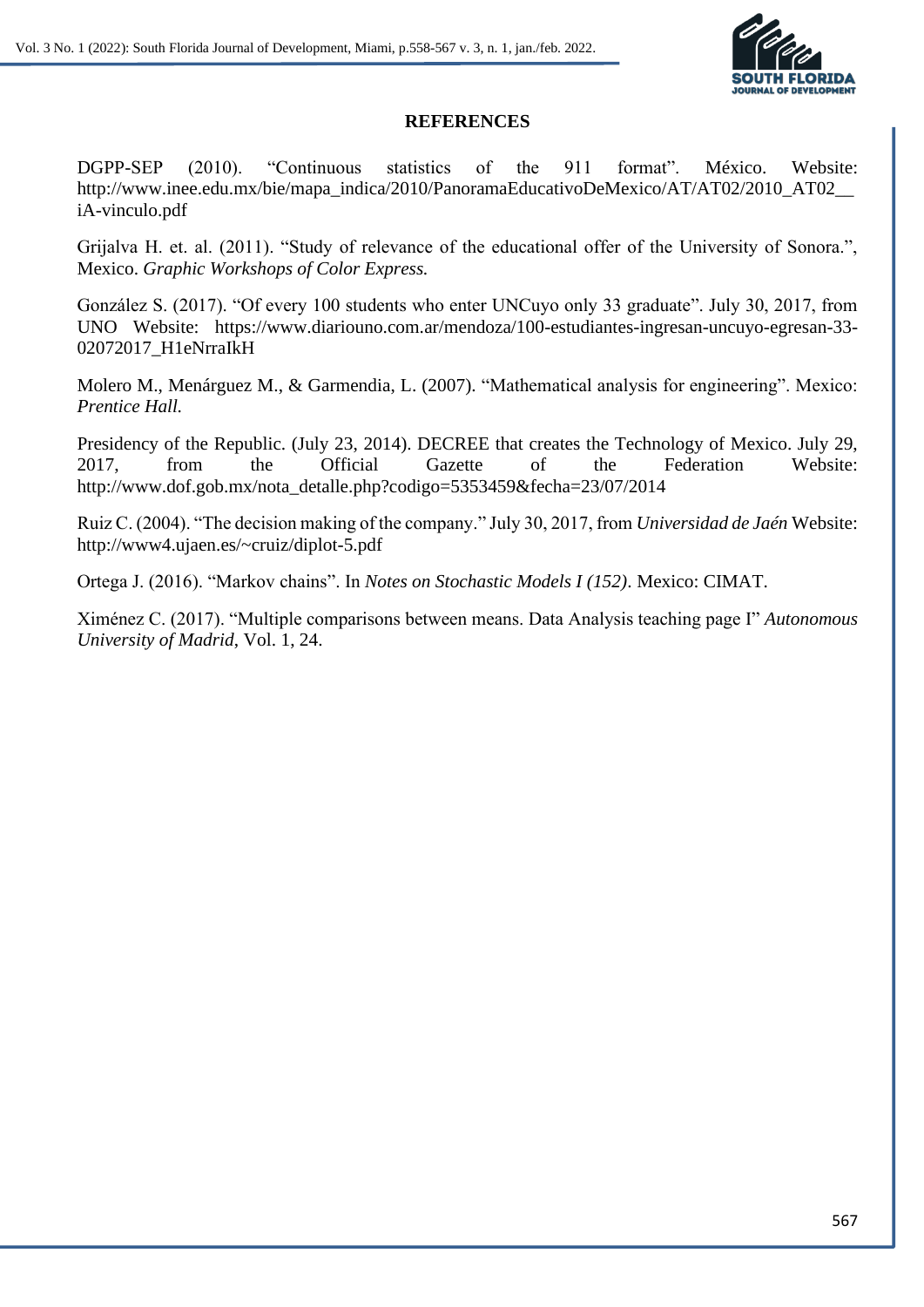## REFERENCES

DGPP-SEP (2010). “Continuous statistics of the 911 format”. México. Website: http://www.inee.edu.mx/bie/mapa_indica/2010/PanoramaEducativoDeMexico/AT/AT02/2010_AT02__iA-vinculo.pdf

Grijalva H. et. al. (2011). “Study of relevance of the educational offer of the University of Sonora.”, Mexico. *Graphic Workshops of Color Express.*

González S. (2017). “Of every 100 students who enter UNCuyo only 33 graduate”. July 30, 2017, from UNO Website: https://www.diariouno.com.ar/mendoza/100-estudiantes-ingresan-uncuyo-egresan-33-02072017_H1eNrraIkH

Molero M., Menárguez M., & Garmendia, L. (2007). “Mathematical analysis for engineering”. Mexico: *Prentice Hall.*

Presidency of the Republic. (July 23, 2014). DECREE that creates the Technology of Mexico. July 29, 2017, from the Official Gazette of the Federation Website: http://www.dof.gob.mx/nota_detalle.php?codigo=5353459&fecha=23/07/2014

Ruiz C. (2004). “The decision making of the company.” July 30, 2017, from *Universidad de Jaén* Website: http://www4.ujaen.es/~cruiz/diplot-5.pdf

Ortega J. (2016). “Markov chains”. In *Notes on Stochastic Models I (152)*. Mexico: CIMAT.

Ximénez C. (2017). “Multiple comparisons between means. Data Analysis teaching page I” *Autonomous University of Madrid*, Vol. 1, 24.